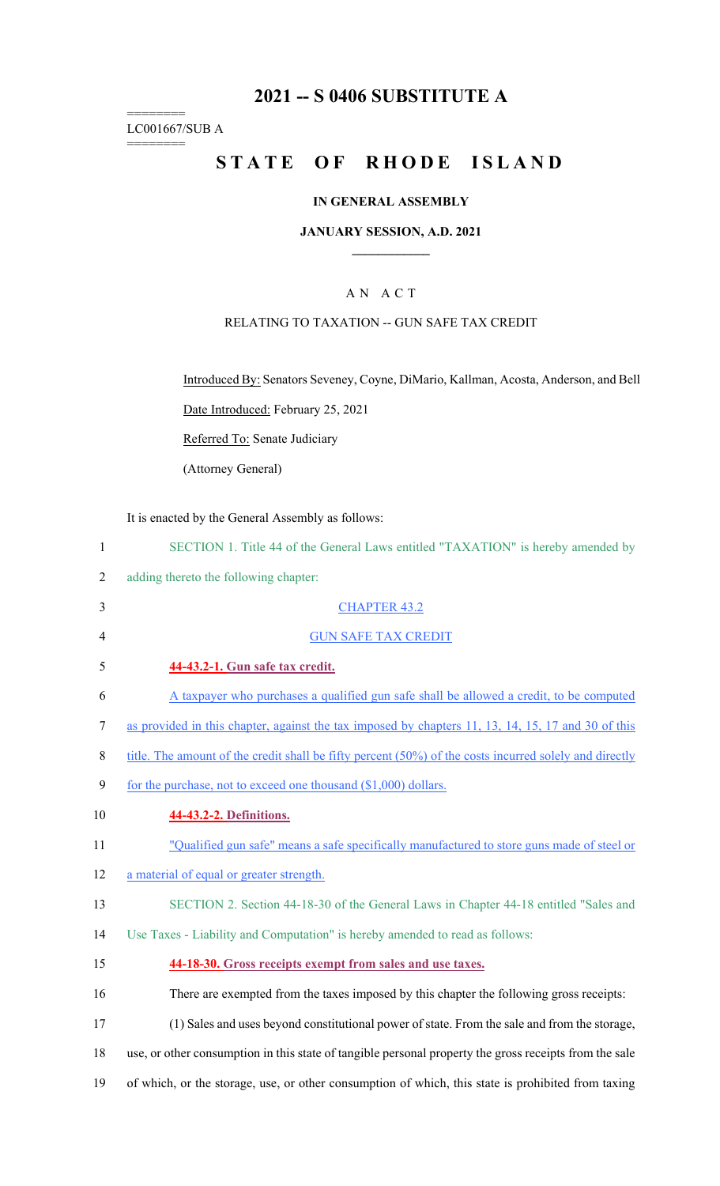# 2021 -- S 0406 SUBSTITUTE A

========
LC001667/SUB A
========

# STATE OF RHODE ISLAND

**IN GENERAL ASSEMBLY**

**JANUARY SESSION, A.D. 2021**

AN ACT

RELATING TO TAXATION -- GUN SAFE TAX CREDIT

Introduced By: Senators Seveney, Coyne, DiMario, Kallman, Acosta, Anderson, and Bell

Date Introduced: February 25, 2021

Referred To: Senate Judiciary

(Attorney General)

It is enacted by the General Assembly as follows:

1 SECTION 1. Title 44 of the General Laws entitled "TAXATION" is hereby amended by
2 adding thereto the following chapter:

3 CHAPTER 43.2

4 GUN SAFE TAX CREDIT

5 **44-43.2-1. Gun safe tax credit.**

6 A taxpayer who purchases a qualified gun safe shall be allowed a credit, to be computed
7 as provided in this chapter, against the tax imposed by chapters 11, 13, 14, 15, 17 and 30 of this
8 title. The amount of the credit shall be fifty percent (50%) of the costs incurred solely and directly
9 for the purchase, not to exceed one thousand ($1,000) dollars.

10 **44-43.2-2. Definitions.**

11 "Qualified gun safe" means a safe specifically manufactured to store guns made of steel or
12 a material of equal or greater strength.

13 SECTION 2. Section 44-18-30 of the General Laws in Chapter 44-18 entitled "Sales and
14 Use Taxes - Liability and Computation" is hereby amended to read as follows:

15 **44-18-30. Gross receipts exempt from sales and use taxes.**

16 There are exempted from the taxes imposed by this chapter the following gross receipts:

17 (1) Sales and uses beyond constitutional power of state. From the sale and from the storage,
18 use, or other consumption in this state of tangible personal property the gross receipts from the sale
19 of which, or the storage, use, or other consumption of which, this state is prohibited from taxing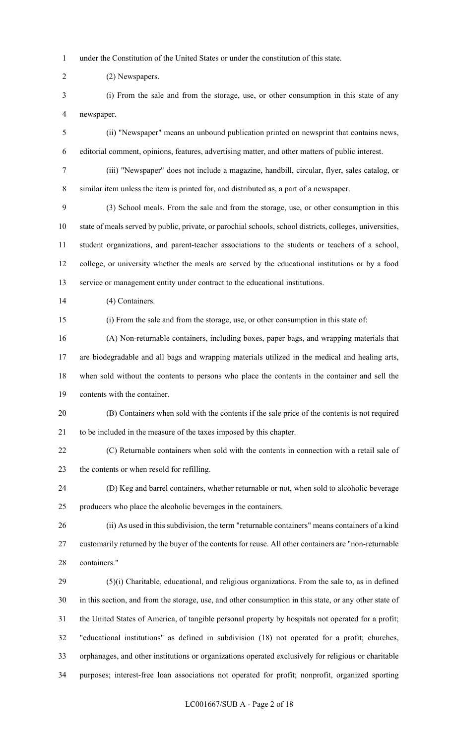under the Constitution of the United States or under the constitution of this state.

(2) Newspapers.

(i) From the sale and from the storage, use, or other consumption in this state of any newspaper.

(ii) "Newspaper" means an unbound publication printed on newsprint that contains news, editorial comment, opinions, features, advertising matter, and other matters of public interest.

(iii) "Newspaper" does not include a magazine, handbill, circular, flyer, sales catalog, or similar item unless the item is printed for, and distributed as, a part of a newspaper.

(3) School meals. From the sale and from the storage, use, or other consumption in this state of meals served by public, private, or parochial schools, school districts, colleges, universities, student organizations, and parent-teacher associations to the students or teachers of a school, college, or university whether the meals are served by the educational institutions or by a food service or management entity under contract to the educational institutions.

(4) Containers.

(i) From the sale and from the storage, use, or other consumption in this state of:

(A) Non-returnable containers, including boxes, paper bags, and wrapping materials that are biodegradable and all bags and wrapping materials utilized in the medical and healing arts, when sold without the contents to persons who place the contents in the container and sell the contents with the container.

(B) Containers when sold with the contents if the sale price of the contents is not required to be included in the measure of the taxes imposed by this chapter.

(C) Returnable containers when sold with the contents in connection with a retail sale of the contents or when resold for refilling.

(D) Keg and barrel containers, whether returnable or not, when sold to alcoholic beverage producers who place the alcoholic beverages in the containers.

(ii) As used in this subdivision, the term "returnable containers" means containers of a kind customarily returned by the buyer of the contents for reuse. All other containers are "non-returnable containers."

(5)(i) Charitable, educational, and religious organizations. From the sale to, as in defined in this section, and from the storage, use, and other consumption in this state, or any other state of the United States of America, of tangible personal property by hospitals not operated for a profit; "educational institutions" as defined in subdivision (18) not operated for a profit; churches, orphanages, and other institutions or organizations operated exclusively for religious or charitable purposes; interest-free loan associations not operated for profit; nonprofit, organized sporting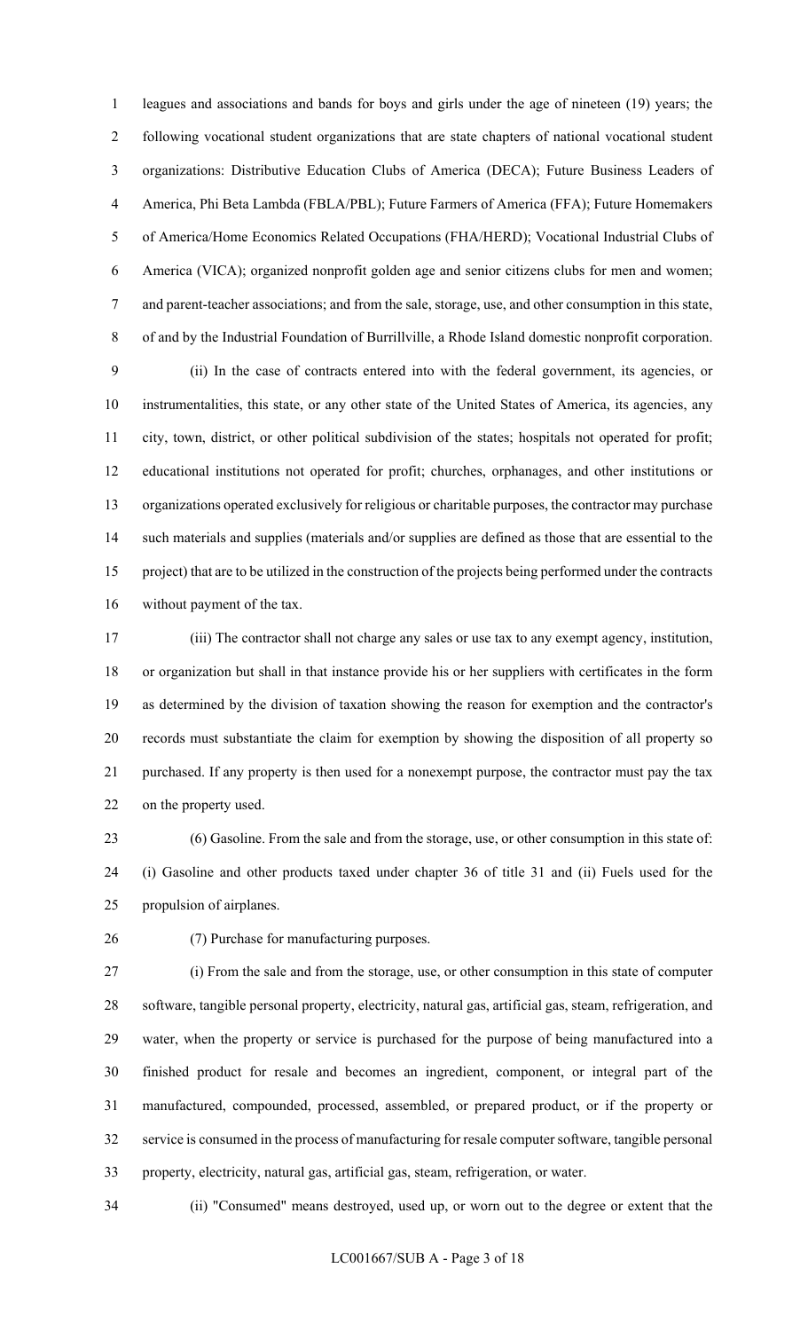leagues and associations and bands for boys and girls under the age of nineteen (19) years; the following vocational student organizations that are state chapters of national vocational student organizations: Distributive Education Clubs of America (DECA); Future Business Leaders of America, Phi Beta Lambda (FBLA/PBL); Future Farmers of America (FFA); Future Homemakers of America/Home Economics Related Occupations (FHA/HERD); Vocational Industrial Clubs of America (VICA); organized nonprofit golden age and senior citizens clubs for men and women; and parent-teacher associations; and from the sale, storage, use, and other consumption in this state, of and by the Industrial Foundation of Burrillville, a Rhode Island domestic nonprofit corporation.

(ii) In the case of contracts entered into with the federal government, its agencies, or instrumentalities, this state, or any other state of the United States of America, its agencies, any city, town, district, or other political subdivision of the states; hospitals not operated for profit; educational institutions not operated for profit; churches, orphanages, and other institutions or organizations operated exclusively for religious or charitable purposes, the contractor may purchase such materials and supplies (materials and/or supplies are defined as those that are essential to the project) that are to be utilized in the construction of the projects being performed under the contracts without payment of the tax.

(iii) The contractor shall not charge any sales or use tax to any exempt agency, institution, or organization but shall in that instance provide his or her suppliers with certificates in the form as determined by the division of taxation showing the reason for exemption and the contractor's records must substantiate the claim for exemption by showing the disposition of all property so purchased. If any property is then used for a nonexempt purpose, the contractor must pay the tax on the property used.

(6) Gasoline. From the sale and from the storage, use, or other consumption in this state of: (i) Gasoline and other products taxed under chapter 36 of title 31 and (ii) Fuels used for the propulsion of airplanes.

(7) Purchase for manufacturing purposes.

(i) From the sale and from the storage, use, or other consumption in this state of computer software, tangible personal property, electricity, natural gas, artificial gas, steam, refrigeration, and water, when the property or service is purchased for the purpose of being manufactured into a finished product for resale and becomes an ingredient, component, or integral part of the manufactured, compounded, processed, assembled, or prepared product, or if the property or service is consumed in the process of manufacturing for resale computer software, tangible personal property, electricity, natural gas, artificial gas, steam, refrigeration, or water.

(ii) "Consumed" means destroyed, used up, or worn out to the degree or extent that the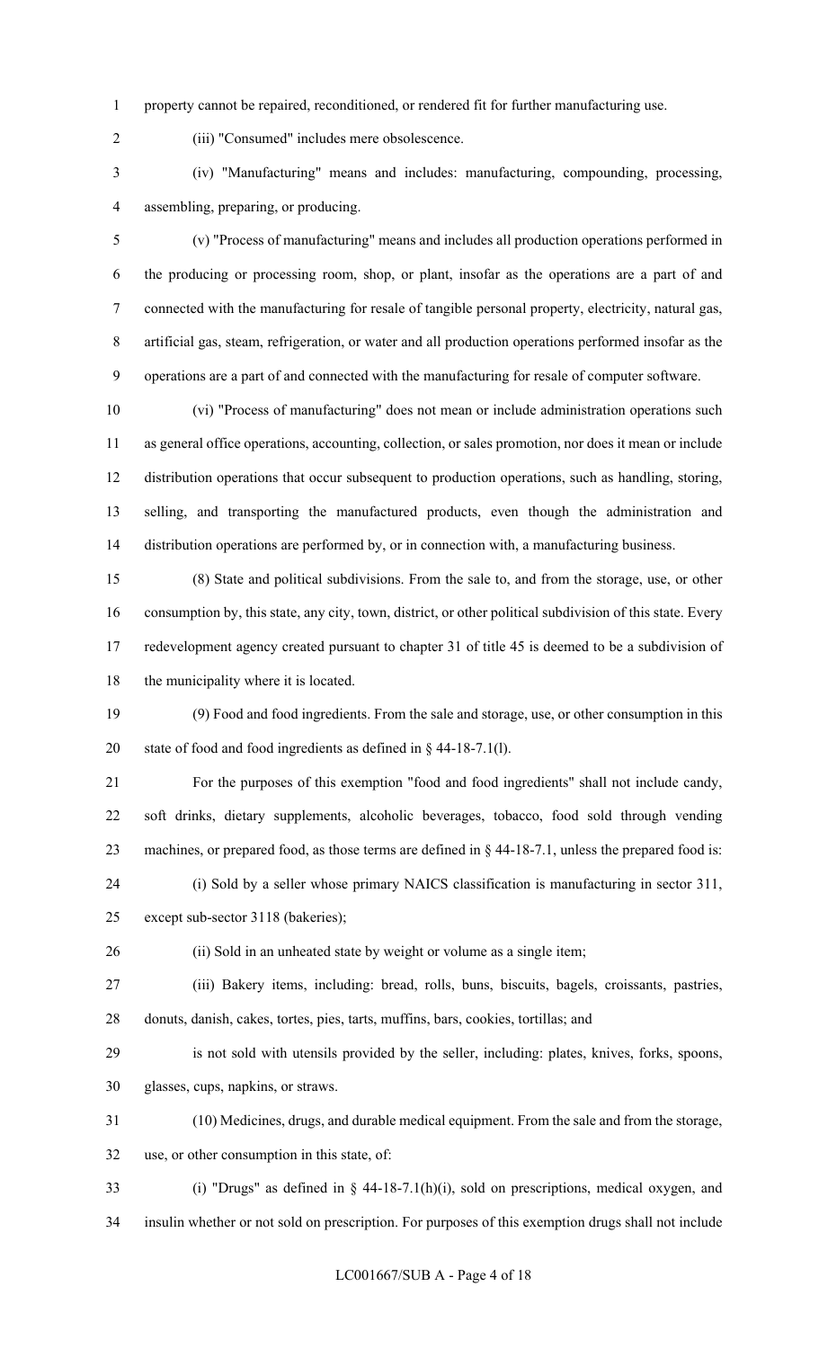property cannot be repaired, reconditioned, or rendered fit for further manufacturing use.

(iii) "Consumed" includes mere obsolescence.

(iv) "Manufacturing" means and includes: manufacturing, compounding, processing, assembling, preparing, or producing.

(v) "Process of manufacturing" means and includes all production operations performed in the producing or processing room, shop, or plant, insofar as the operations are a part of and connected with the manufacturing for resale of tangible personal property, electricity, natural gas, artificial gas, steam, refrigeration, or water and all production operations performed insofar as the operations are a part of and connected with the manufacturing for resale of computer software.

(vi) "Process of manufacturing" does not mean or include administration operations such as general office operations, accounting, collection, or sales promotion, nor does it mean or include distribution operations that occur subsequent to production operations, such as handling, storing, selling, and transporting the manufactured products, even though the administration and distribution operations are performed by, or in connection with, a manufacturing business.

(8) State and political subdivisions. From the sale to, and from the storage, use, or other consumption by, this state, any city, town, district, or other political subdivision of this state. Every redevelopment agency created pursuant to chapter 31 of title 45 is deemed to be a subdivision of the municipality where it is located.

(9) Food and food ingredients. From the sale and storage, use, or other consumption in this state of food and food ingredients as defined in § 44-18-7.1(l).

For the purposes of this exemption "food and food ingredients" shall not include candy, soft drinks, dietary supplements, alcoholic beverages, tobacco, food sold through vending machines, or prepared food, as those terms are defined in § 44-18-7.1, unless the prepared food is:

(i) Sold by a seller whose primary NAICS classification is manufacturing in sector 311, except sub-sector 3118 (bakeries);

(ii) Sold in an unheated state by weight or volume as a single item;

(iii) Bakery items, including: bread, rolls, buns, biscuits, bagels, croissants, pastries, donuts, danish, cakes, tortes, pies, tarts, muffins, bars, cookies, tortillas; and

is not sold with utensils provided by the seller, including: plates, knives, forks, spoons, glasses, cups, napkins, or straws.

(10) Medicines, drugs, and durable medical equipment. From the sale and from the storage, use, or other consumption in this state, of:

(i) "Drugs" as defined in § 44-18-7.1(h)(i), sold on prescriptions, medical oxygen, and insulin whether or not sold on prescription. For purposes of this exemption drugs shall not include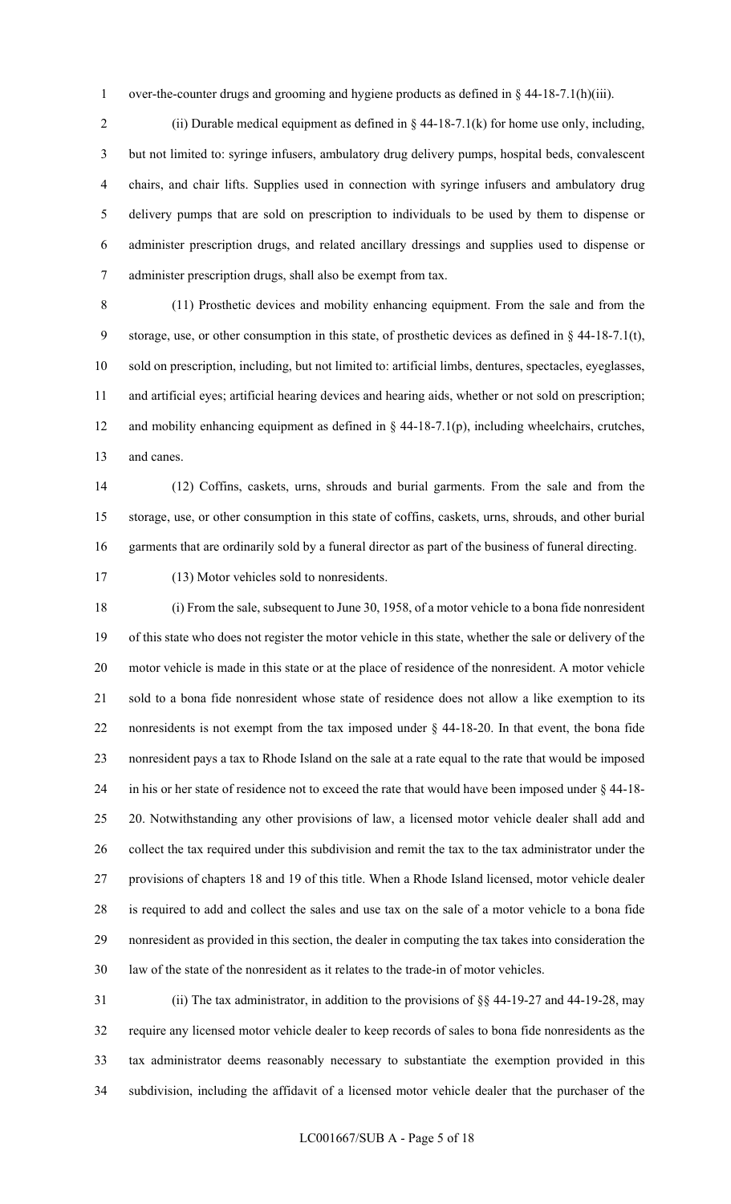over-the-counter drugs and grooming and hygiene products as defined in § 44-18-7.1(h)(iii).

(ii) Durable medical equipment as defined in § 44-18-7.1(k) for home use only, including, but not limited to: syringe infusers, ambulatory drug delivery pumps, hospital beds, convalescent chairs, and chair lifts. Supplies used in connection with syringe infusers and ambulatory drug delivery pumps that are sold on prescription to individuals to be used by them to dispense or administer prescription drugs, and related ancillary dressings and supplies used to dispense or administer prescription drugs, shall also be exempt from tax.

(11) Prosthetic devices and mobility enhancing equipment. From the sale and from the storage, use, or other consumption in this state, of prosthetic devices as defined in § 44-18-7.1(t), sold on prescription, including, but not limited to: artificial limbs, dentures, spectacles, eyeglasses, and artificial eyes; artificial hearing devices and hearing aids, whether or not sold on prescription; and mobility enhancing equipment as defined in § 44-18-7.1(p), including wheelchairs, crutches, and canes.

(12) Coffins, caskets, urns, shrouds and burial garments. From the sale and from the storage, use, or other consumption in this state of coffins, caskets, urns, shrouds, and other burial garments that are ordinarily sold by a funeral director as part of the business of funeral directing.

(13) Motor vehicles sold to nonresidents.

(i) From the sale, subsequent to June 30, 1958, of a motor vehicle to a bona fide nonresident of this state who does not register the motor vehicle in this state, whether the sale or delivery of the motor vehicle is made in this state or at the place of residence of the nonresident. A motor vehicle sold to a bona fide nonresident whose state of residence does not allow a like exemption to its nonresidents is not exempt from the tax imposed under § 44-18-20. In that event, the bona fide nonresident pays a tax to Rhode Island on the sale at a rate equal to the rate that would be imposed in his or her state of residence not to exceed the rate that would have been imposed under § 44-18-20. Notwithstanding any other provisions of law, a licensed motor vehicle dealer shall add and collect the tax required under this subdivision and remit the tax to the tax administrator under the provisions of chapters 18 and 19 of this title. When a Rhode Island licensed, motor vehicle dealer is required to add and collect the sales and use tax on the sale of a motor vehicle to a bona fide nonresident as provided in this section, the dealer in computing the tax takes into consideration the law of the state of the nonresident as it relates to the trade-in of motor vehicles.

(ii) The tax administrator, in addition to the provisions of §§ 44-19-27 and 44-19-28, may require any licensed motor vehicle dealer to keep records of sales to bona fide nonresidents as the tax administrator deems reasonably necessary to substantiate the exemption provided in this subdivision, including the affidavit of a licensed motor vehicle dealer that the purchaser of the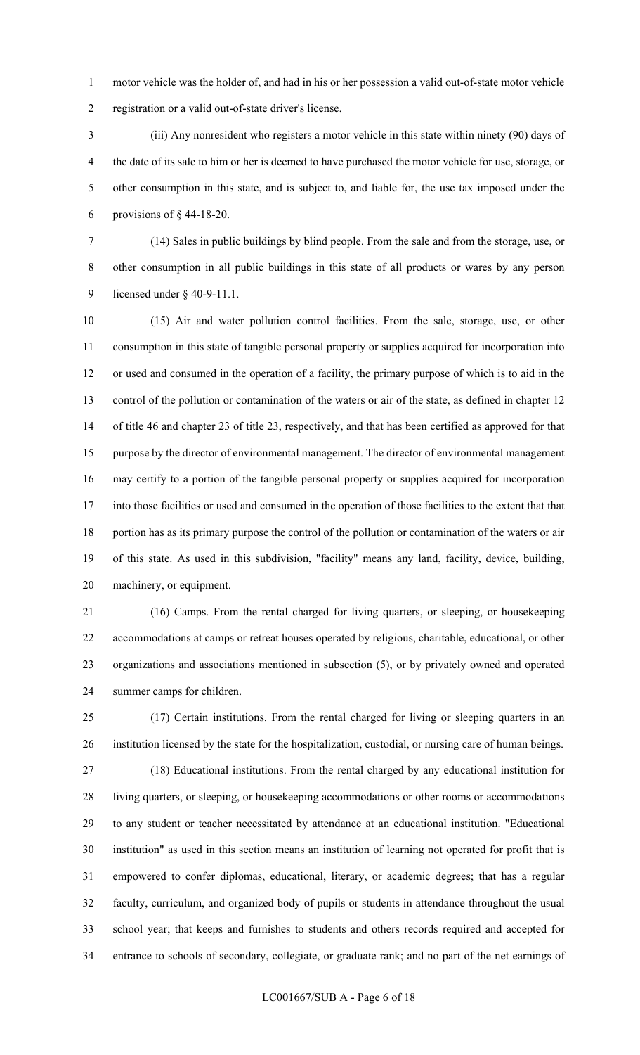motor vehicle was the holder of, and had in his or her possession a valid out-of-state motor vehicle registration or a valid out-of-state driver's license.

(iii) Any nonresident who registers a motor vehicle in this state within ninety (90) days of the date of its sale to him or her is deemed to have purchased the motor vehicle for use, storage, or other consumption in this state, and is subject to, and liable for, the use tax imposed under the provisions of § 44-18-20.

(14) Sales in public buildings by blind people. From the sale and from the storage, use, or other consumption in all public buildings in this state of all products or wares by any person licensed under § 40-9-11.1.

(15) Air and water pollution control facilities. From the sale, storage, use, or other consumption in this state of tangible personal property or supplies acquired for incorporation into or used and consumed in the operation of a facility, the primary purpose of which is to aid in the control of the pollution or contamination of the waters or air of the state, as defined in chapter 12 of title 46 and chapter 23 of title 23, respectively, and that has been certified as approved for that purpose by the director of environmental management. The director of environmental management may certify to a portion of the tangible personal property or supplies acquired for incorporation into those facilities or used and consumed in the operation of those facilities to the extent that that portion has as its primary purpose the control of the pollution or contamination of the waters or air of this state. As used in this subdivision, "facility" means any land, facility, device, building, machinery, or equipment.

(16) Camps. From the rental charged for living quarters, or sleeping, or housekeeping accommodations at camps or retreat houses operated by religious, charitable, educational, or other organizations and associations mentioned in subsection (5), or by privately owned and operated summer camps for children.

(17) Certain institutions. From the rental charged for living or sleeping quarters in an institution licensed by the state for the hospitalization, custodial, or nursing care of human beings.

(18) Educational institutions. From the rental charged by any educational institution for living quarters, or sleeping, or housekeeping accommodations or other rooms or accommodations to any student or teacher necessitated by attendance at an educational institution. "Educational institution" as used in this section means an institution of learning not operated for profit that is empowered to confer diplomas, educational, literary, or academic degrees; that has a regular faculty, curriculum, and organized body of pupils or students in attendance throughout the usual school year; that keeps and furnishes to students and others records required and accepted for entrance to schools of secondary, collegiate, or graduate rank; and no part of the net earnings of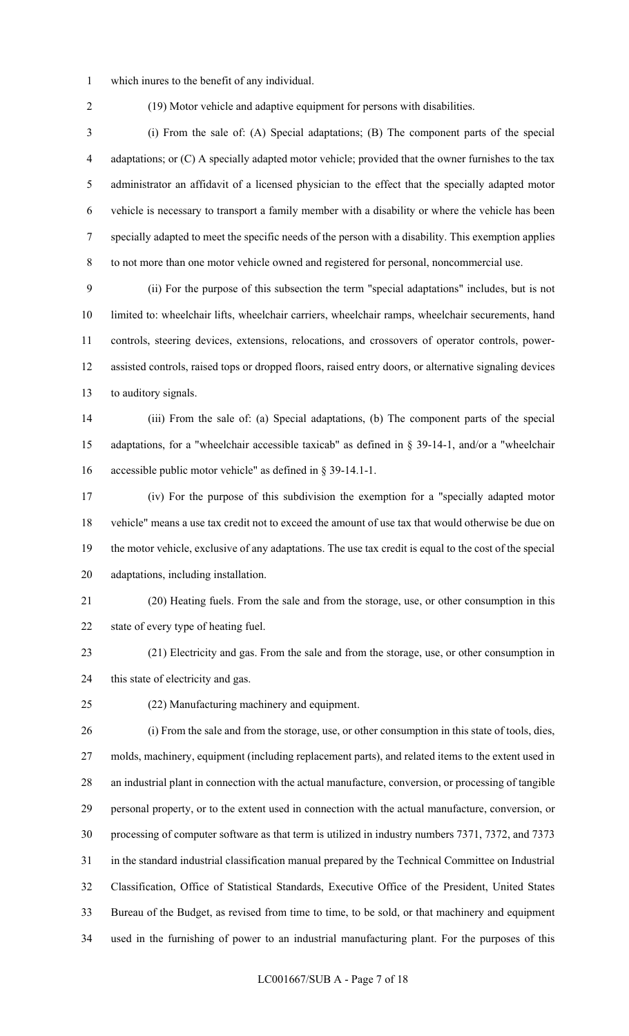which inures to the benefit of any individual.

(19) Motor vehicle and adaptive equipment for persons with disabilities.

(i) From the sale of: (A) Special adaptations; (B) The component parts of the special adaptations; or (C) A specially adapted motor vehicle; provided that the owner furnishes to the tax administrator an affidavit of a licensed physician to the effect that the specially adapted motor vehicle is necessary to transport a family member with a disability or where the vehicle has been specially adapted to meet the specific needs of the person with a disability. This exemption applies to not more than one motor vehicle owned and registered for personal, noncommercial use.

(ii) For the purpose of this subsection the term "special adaptations" includes, but is not limited to: wheelchair lifts, wheelchair carriers, wheelchair ramps, wheelchair securements, hand controls, steering devices, extensions, relocations, and crossovers of operator controls, power-assisted controls, raised tops or dropped floors, raised entry doors, or alternative signaling devices to auditory signals.

(iii) From the sale of: (a) Special adaptations, (b) The component parts of the special adaptations, for a "wheelchair accessible taxicab" as defined in § 39-14-1, and/or a "wheelchair accessible public motor vehicle" as defined in § 39-14.1-1.

(iv) For the purpose of this subdivision the exemption for a "specially adapted motor vehicle" means a use tax credit not to exceed the amount of use tax that would otherwise be due on the motor vehicle, exclusive of any adaptations. The use tax credit is equal to the cost of the special adaptations, including installation.

(20) Heating fuels. From the sale and from the storage, use, or other consumption in this state of every type of heating fuel.

(21) Electricity and gas. From the sale and from the storage, use, or other consumption in this state of electricity and gas.

(22) Manufacturing machinery and equipment.

(i) From the sale and from the storage, use, or other consumption in this state of tools, dies, molds, machinery, equipment (including replacement parts), and related items to the extent used in an industrial plant in connection with the actual manufacture, conversion, or processing of tangible personal property, or to the extent used in connection with the actual manufacture, conversion, or processing of computer software as that term is utilized in industry numbers 7371, 7372, and 7373 in the standard industrial classification manual prepared by the Technical Committee on Industrial Classification, Office of Statistical Standards, Executive Office of the President, United States Bureau of the Budget, as revised from time to time, to be sold, or that machinery and equipment used in the furnishing of power to an industrial manufacturing plant. For the purposes of this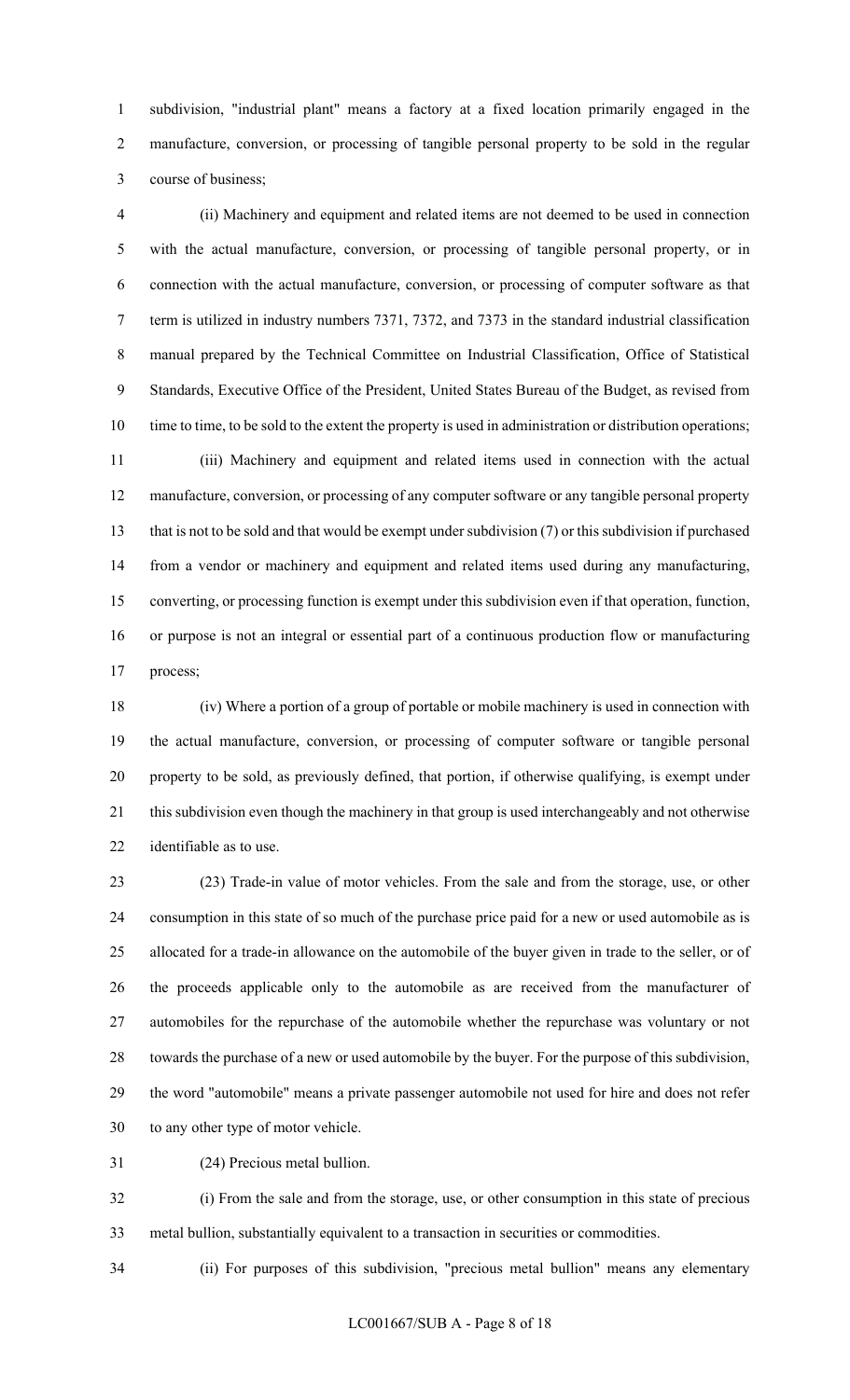subdivision, "industrial plant" means a factory at a fixed location primarily engaged in the manufacture, conversion, or processing of tangible personal property to be sold in the regular course of business;

(ii) Machinery and equipment and related items are not deemed to be used in connection with the actual manufacture, conversion, or processing of tangible personal property, or in connection with the actual manufacture, conversion, or processing of computer software as that term is utilized in industry numbers 7371, 7372, and 7373 in the standard industrial classification manual prepared by the Technical Committee on Industrial Classification, Office of Statistical Standards, Executive Office of the President, United States Bureau of the Budget, as revised from time to time, to be sold to the extent the property is used in administration or distribution operations;

(iii) Machinery and equipment and related items used in connection with the actual manufacture, conversion, or processing of any computer software or any tangible personal property that is not to be sold and that would be exempt under subdivision (7) or this subdivision if purchased from a vendor or machinery and equipment and related items used during any manufacturing, converting, or processing function is exempt under this subdivision even if that operation, function, or purpose is not an integral or essential part of a continuous production flow or manufacturing process;

(iv) Where a portion of a group of portable or mobile machinery is used in connection with the actual manufacture, conversion, or processing of computer software or tangible personal property to be sold, as previously defined, that portion, if otherwise qualifying, is exempt under this subdivision even though the machinery in that group is used interchangeably and not otherwise identifiable as to use.

(23) Trade-in value of motor vehicles. From the sale and from the storage, use, or other consumption in this state of so much of the purchase price paid for a new or used automobile as is allocated for a trade-in allowance on the automobile of the buyer given in trade to the seller, or of the proceeds applicable only to the automobile as are received from the manufacturer of automobiles for the repurchase of the automobile whether the repurchase was voluntary or not towards the purchase of a new or used automobile by the buyer. For the purpose of this subdivision, the word "automobile" means a private passenger automobile not used for hire and does not refer to any other type of motor vehicle.

(24) Precious metal bullion.

(i) From the sale and from the storage, use, or other consumption in this state of precious metal bullion, substantially equivalent to a transaction in securities or commodities.

(ii) For purposes of this subdivision, "precious metal bullion" means any elementary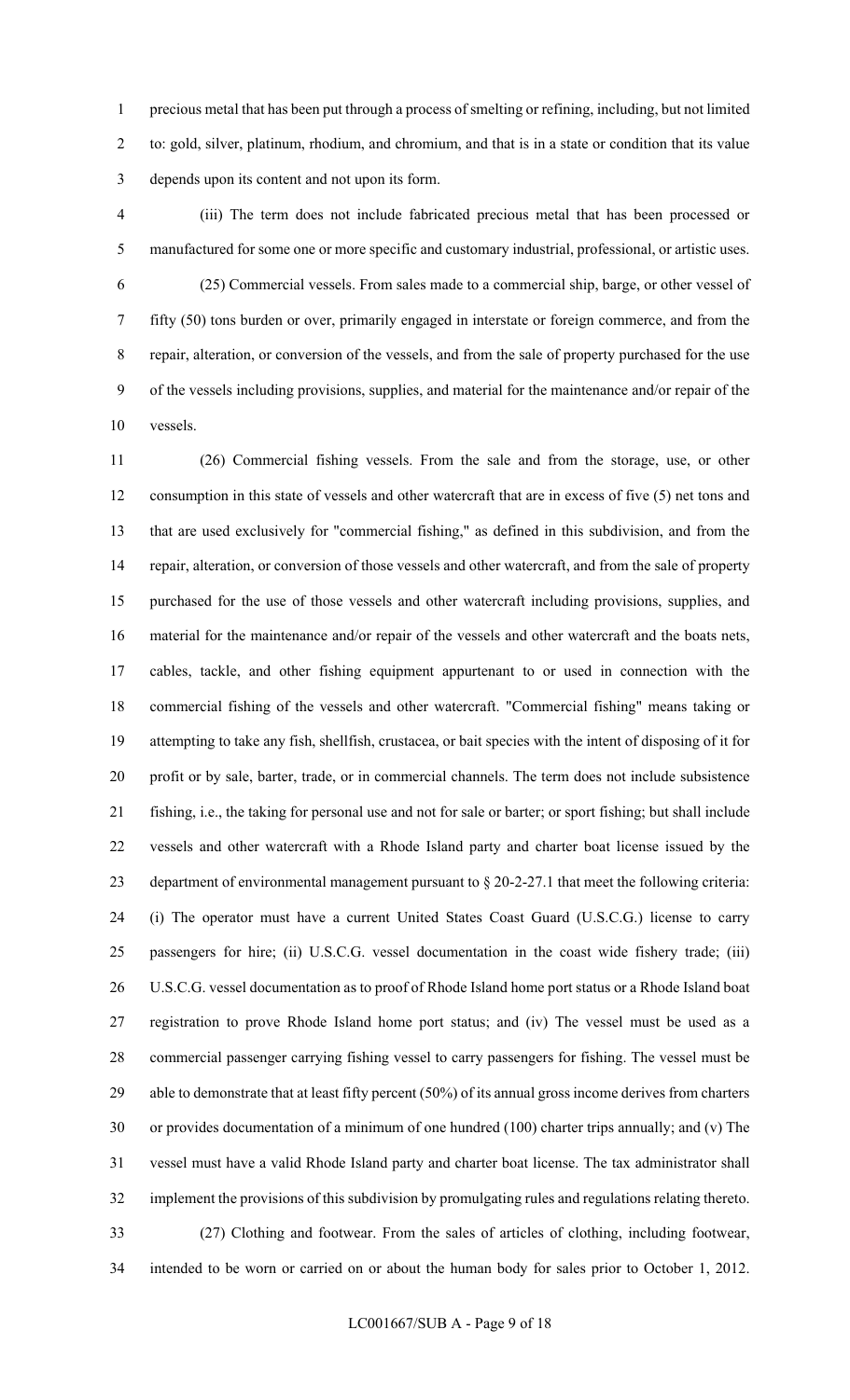precious metal that has been put through a process of smelting or refining, including, but not limited to: gold, silver, platinum, rhodium, and chromium, and that is in a state or condition that its value depends upon its content and not upon its form.

(iii) The term does not include fabricated precious metal that has been processed or manufactured for some one or more specific and customary industrial, professional, or artistic uses.

(25) Commercial vessels. From sales made to a commercial ship, barge, or other vessel of fifty (50) tons burden or over, primarily engaged in interstate or foreign commerce, and from the repair, alteration, or conversion of the vessels, and from the sale of property purchased for the use of the vessels including provisions, supplies, and material for the maintenance and/or repair of the vessels.

(26) Commercial fishing vessels. From the sale and from the storage, use, or other consumption in this state of vessels and other watercraft that are in excess of five (5) net tons and that are used exclusively for "commercial fishing," as defined in this subdivision, and from the repair, alteration, or conversion of those vessels and other watercraft, and from the sale of property purchased for the use of those vessels and other watercraft including provisions, supplies, and material for the maintenance and/or repair of the vessels and other watercraft and the boats nets, cables, tackle, and other fishing equipment appurtenant to or used in connection with the commercial fishing of the vessels and other watercraft. "Commercial fishing" means taking or attempting to take any fish, shellfish, crustacea, or bait species with the intent of disposing of it for profit or by sale, barter, trade, or in commercial channels. The term does not include subsistence fishing, i.e., the taking for personal use and not for sale or barter; or sport fishing; but shall include vessels and other watercraft with a Rhode Island party and charter boat license issued by the department of environmental management pursuant to § 20-2-27.1 that meet the following criteria: (i) The operator must have a current United States Coast Guard (U.S.C.G.) license to carry passengers for hire; (ii) U.S.C.G. vessel documentation in the coast wide fishery trade; (iii) U.S.C.G. vessel documentation as to proof of Rhode Island home port status or a Rhode Island boat registration to prove Rhode Island home port status; and (iv) The vessel must be used as a commercial passenger carrying fishing vessel to carry passengers for fishing. The vessel must be able to demonstrate that at least fifty percent (50%) of its annual gross income derives from charters or provides documentation of a minimum of one hundred (100) charter trips annually; and (v) The vessel must have a valid Rhode Island party and charter boat license. The tax administrator shall implement the provisions of this subdivision by promulgating rules and regulations relating thereto.

(27) Clothing and footwear. From the sales of articles of clothing, including footwear, intended to be worn or carried on or about the human body for sales prior to October 1, 2012.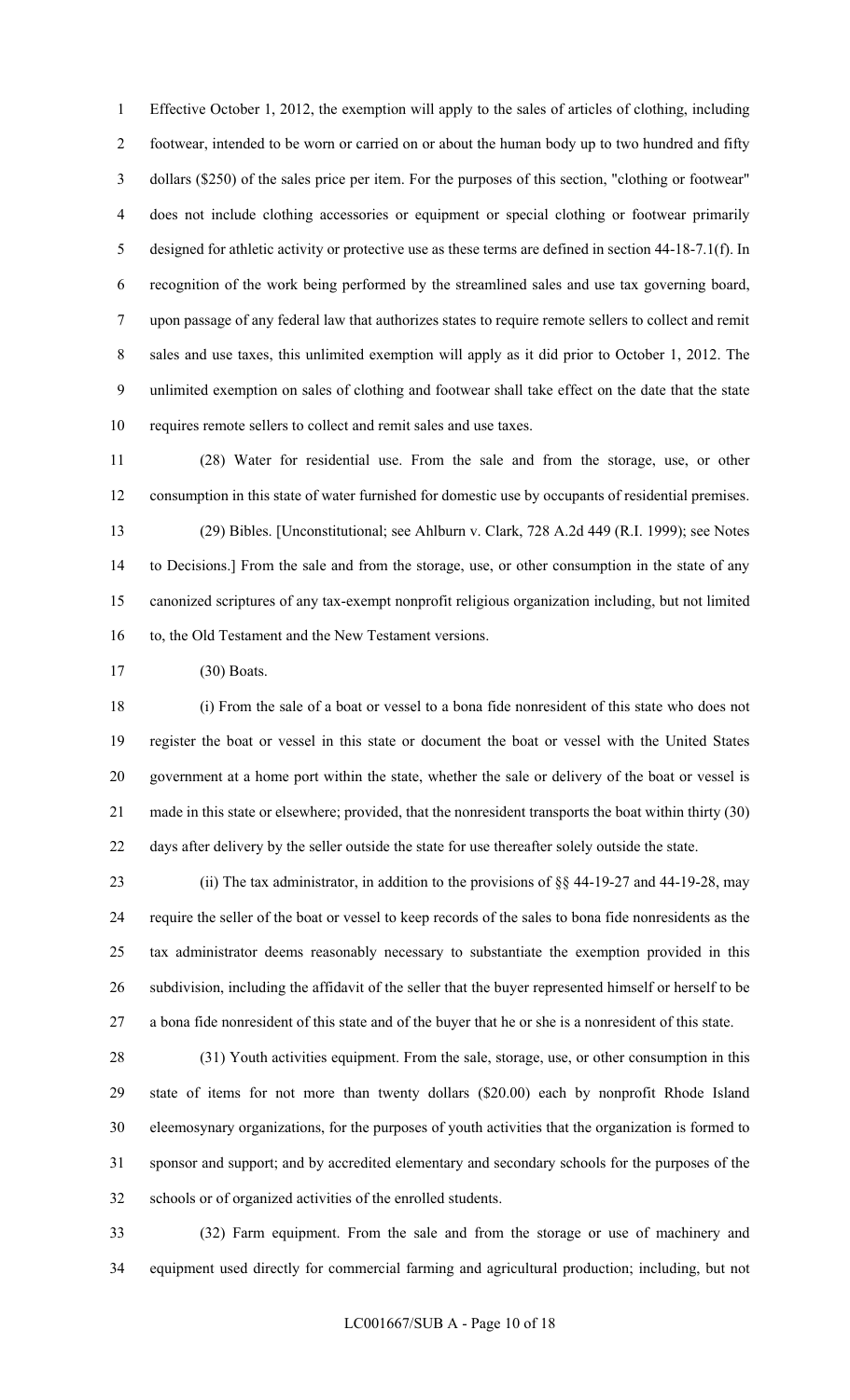Effective October 1, 2012, the exemption will apply to the sales of articles of clothing, including footwear, intended to be worn or carried on or about the human body up to two hundred and fifty dollars ($250) of the sales price per item. For the purposes of this section, "clothing or footwear" does not include clothing accessories or equipment or special clothing or footwear primarily designed for athletic activity or protective use as these terms are defined in section 44-18-7.1(f). In recognition of the work being performed by the streamlined sales and use tax governing board, upon passage of any federal law that authorizes states to require remote sellers to collect and remit sales and use taxes, this unlimited exemption will apply as it did prior to October 1, 2012. The unlimited exemption on sales of clothing and footwear shall take effect on the date that the state requires remote sellers to collect and remit sales and use taxes.

(28) Water for residential use. From the sale and from the storage, use, or other consumption in this state of water furnished for domestic use by occupants of residential premises.

(29) Bibles. [Unconstitutional; see Ahlburn v. Clark, 728 A.2d 449 (R.I. 1999); see Notes to Decisions.] From the sale and from the storage, use, or other consumption in the state of any canonized scriptures of any tax-exempt nonprofit religious organization including, but not limited to, the Old Testament and the New Testament versions.

(30) Boats.

(i) From the sale of a boat or vessel to a bona fide nonresident of this state who does not register the boat or vessel in this state or document the boat or vessel with the United States government at a home port within the state, whether the sale or delivery of the boat or vessel is made in this state or elsewhere; provided, that the nonresident transports the boat within thirty (30) days after delivery by the seller outside the state for use thereafter solely outside the state.

(ii) The tax administrator, in addition to the provisions of §§ 44-19-27 and 44-19-28, may require the seller of the boat or vessel to keep records of the sales to bona fide nonresidents as the tax administrator deems reasonably necessary to substantiate the exemption provided in this subdivision, including the affidavit of the seller that the buyer represented himself or herself to be a bona fide nonresident of this state and of the buyer that he or she is a nonresident of this state.

(31) Youth activities equipment. From the sale, storage, use, or other consumption in this state of items for not more than twenty dollars ($20.00) each by nonprofit Rhode Island eleemosynary organizations, for the purposes of youth activities that the organization is formed to sponsor and support; and by accredited elementary and secondary schools for the purposes of the schools or of organized activities of the enrolled students.

(32) Farm equipment. From the sale and from the storage or use of machinery and equipment used directly for commercial farming and agricultural production; including, but not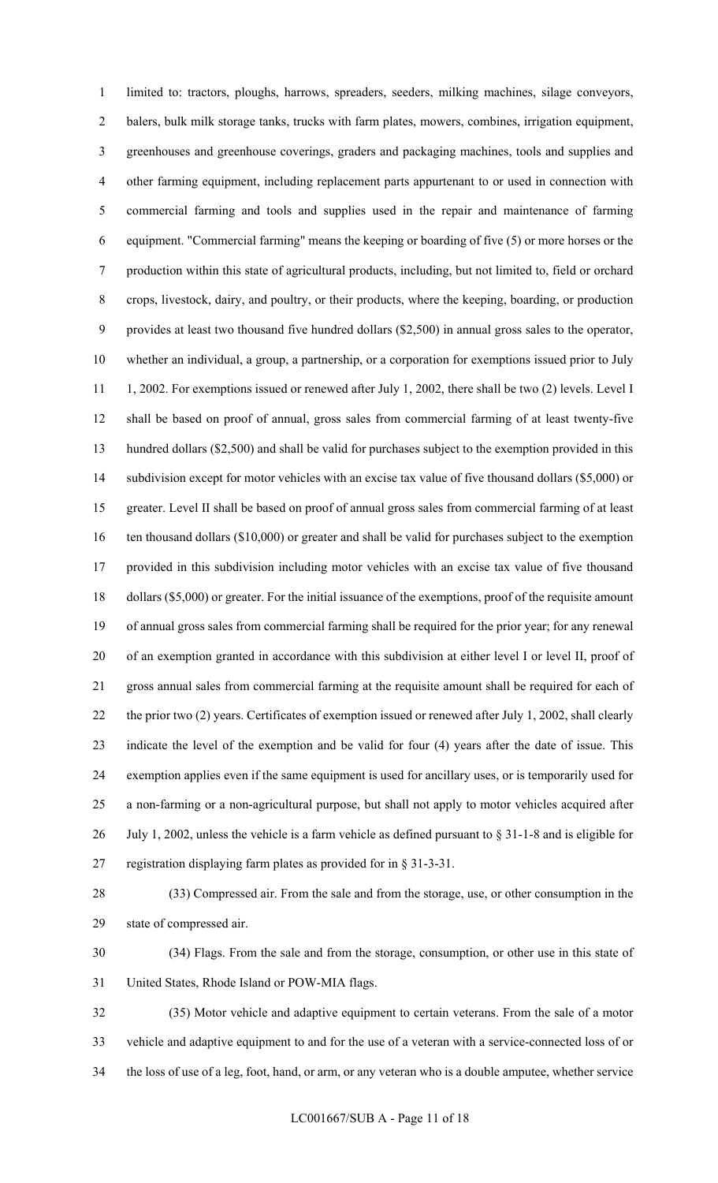limited to: tractors, ploughs, harrows, spreaders, seeders, milking machines, silage conveyors, balers, bulk milk storage tanks, trucks with farm plates, mowers, combines, irrigation equipment, greenhouses and greenhouse coverings, graders and packaging machines, tools and supplies and other farming equipment, including replacement parts appurtenant to or used in connection with commercial farming and tools and supplies used in the repair and maintenance of farming equipment. "Commercial farming" means the keeping or boarding of five (5) or more horses or the production within this state of agricultural products, including, but not limited to, field or orchard crops, livestock, dairy, and poultry, or their products, where the keeping, boarding, or production provides at least two thousand five hundred dollars ($2,500) in annual gross sales to the operator, whether an individual, a group, a partnership, or a corporation for exemptions issued prior to July 1, 2002. For exemptions issued or renewed after July 1, 2002, there shall be two (2) levels. Level I shall be based on proof of annual, gross sales from commercial farming of at least twenty-five hundred dollars ($2,500) and shall be valid for purchases subject to the exemption provided in this subdivision except for motor vehicles with an excise tax value of five thousand dollars ($5,000) or greater. Level II shall be based on proof of annual gross sales from commercial farming of at least ten thousand dollars ($10,000) or greater and shall be valid for purchases subject to the exemption provided in this subdivision including motor vehicles with an excise tax value of five thousand dollars ($5,000) or greater. For the initial issuance of the exemptions, proof of the requisite amount of annual gross sales from commercial farming shall be required for the prior year; for any renewal of an exemption granted in accordance with this subdivision at either level I or level II, proof of gross annual sales from commercial farming at the requisite amount shall be required for each of the prior two (2) years. Certificates of exemption issued or renewed after July 1, 2002, shall clearly indicate the level of the exemption and be valid for four (4) years after the date of issue. This exemption applies even if the same equipment is used for ancillary uses, or is temporarily used for a non-farming or a non-agricultural purpose, but shall not apply to motor vehicles acquired after July 1, 2002, unless the vehicle is a farm vehicle as defined pursuant to § 31-1-8 and is eligible for registration displaying farm plates as provided for in § 31-3-31.

(33) Compressed air. From the sale and from the storage, use, or other consumption in the state of compressed air.

(34) Flags. From the sale and from the storage, consumption, or other use in this state of United States, Rhode Island or POW-MIA flags.

(35) Motor vehicle and adaptive equipment to certain veterans. From the sale of a motor vehicle and adaptive equipment to and for the use of a veteran with a service-connected loss of or the loss of use of a leg, foot, hand, or arm, or any veteran who is a double amputee, whether service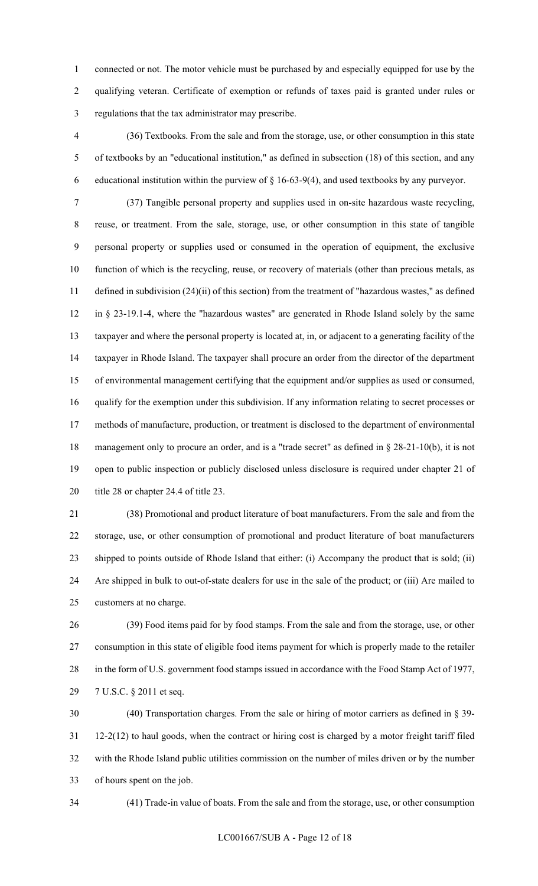connected or not. The motor vehicle must be purchased by and especially equipped for use by the qualifying veteran. Certificate of exemption or refunds of taxes paid is granted under rules or regulations that the tax administrator may prescribe.

(36) Textbooks. From the sale and from the storage, use, or other consumption in this state of textbooks by an "educational institution," as defined in subsection (18) of this section, and any educational institution within the purview of § 16-63-9(4), and used textbooks by any purveyor.

(37) Tangible personal property and supplies used in on-site hazardous waste recycling, reuse, or treatment. From the sale, storage, use, or other consumption in this state of tangible personal property or supplies used or consumed in the operation of equipment, the exclusive function of which is the recycling, reuse, or recovery of materials (other than precious metals, as defined in subdivision (24)(ii) of this section) from the treatment of "hazardous wastes," as defined in § 23-19.1-4, where the "hazardous wastes" are generated in Rhode Island solely by the same taxpayer and where the personal property is located at, in, or adjacent to a generating facility of the taxpayer in Rhode Island. The taxpayer shall procure an order from the director of the department of environmental management certifying that the equipment and/or supplies as used or consumed, qualify for the exemption under this subdivision. If any information relating to secret processes or methods of manufacture, production, or treatment is disclosed to the department of environmental management only to procure an order, and is a "trade secret" as defined in § 28-21-10(b), it is not open to public inspection or publicly disclosed unless disclosure is required under chapter 21 of title 28 or chapter 24.4 of title 23.

(38) Promotional and product literature of boat manufacturers. From the sale and from the storage, use, or other consumption of promotional and product literature of boat manufacturers shipped to points outside of Rhode Island that either: (i) Accompany the product that is sold; (ii) Are shipped in bulk to out-of-state dealers for use in the sale of the product; or (iii) Are mailed to customers at no charge.

(39) Food items paid for by food stamps. From the sale and from the storage, use, or other consumption in this state of eligible food items payment for which is properly made to the retailer in the form of U.S. government food stamps issued in accordance with the Food Stamp Act of 1977, 7 U.S.C. § 2011 et seq.

(40) Transportation charges. From the sale or hiring of motor carriers as defined in § 39-12-2(12) to haul goods, when the contract or hiring cost is charged by a motor freight tariff filed with the Rhode Island public utilities commission on the number of miles driven or by the number of hours spent on the job.

(41) Trade-in value of boats. From the sale and from the storage, use, or other consumption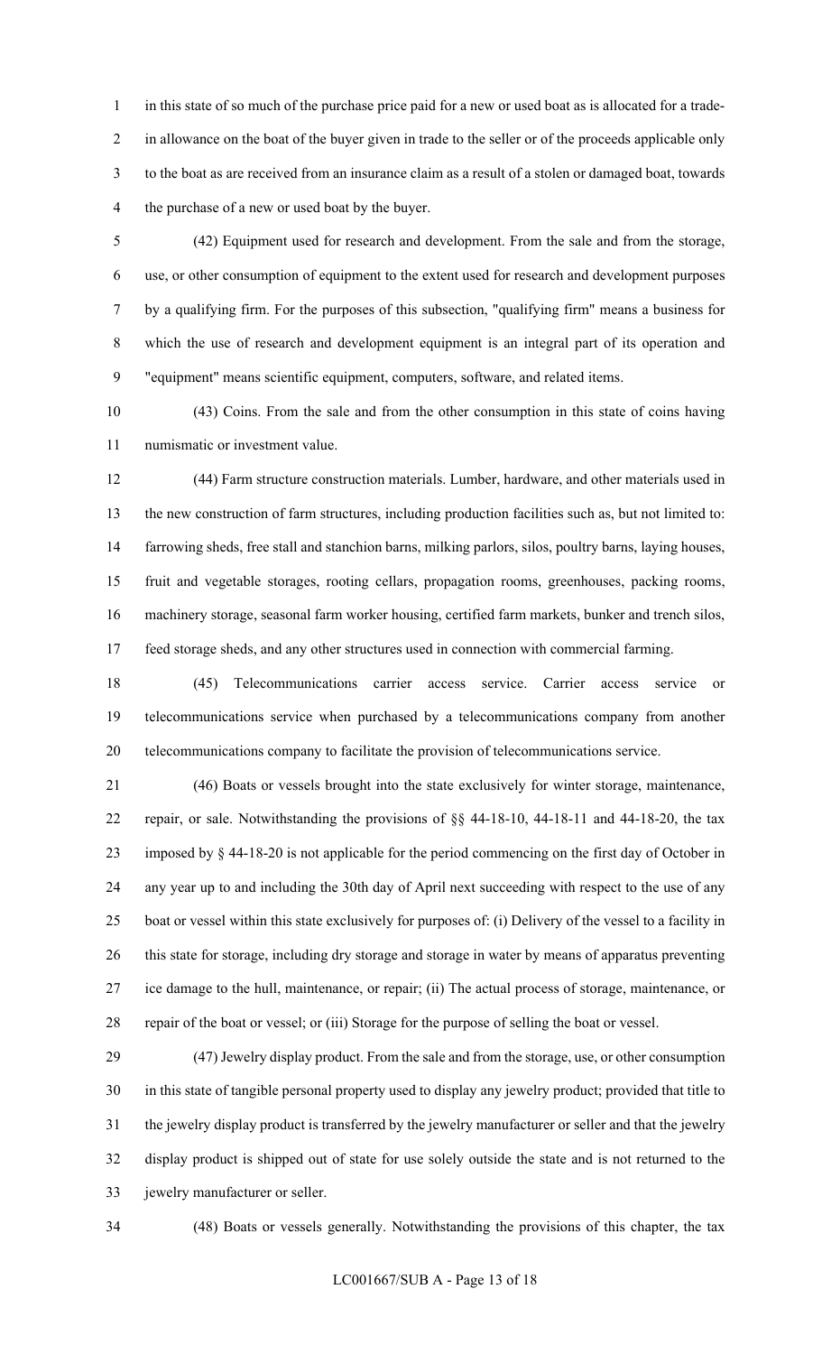in this state of so much of the purchase price paid for a new or used boat as is allocated for a trade-in allowance on the boat of the buyer given in trade to the seller or of the proceeds applicable only to the boat as are received from an insurance claim as a result of a stolen or damaged boat, towards the purchase of a new or used boat by the buyer.

(42) Equipment used for research and development. From the sale and from the storage, use, or other consumption of equipment to the extent used for research and development purposes by a qualifying firm. For the purposes of this subsection, "qualifying firm" means a business for which the use of research and development equipment is an integral part of its operation and "equipment" means scientific equipment, computers, software, and related items.

(43) Coins. From the sale and from the other consumption in this state of coins having numismatic or investment value.

(44) Farm structure construction materials. Lumber, hardware, and other materials used in the new construction of farm structures, including production facilities such as, but not limited to: farrowing sheds, free stall and stanchion barns, milking parlors, silos, poultry barns, laying houses, fruit and vegetable storages, rooting cellars, propagation rooms, greenhouses, packing rooms, machinery storage, seasonal farm worker housing, certified farm markets, bunker and trench silos, feed storage sheds, and any other structures used in connection with commercial farming.

(45) Telecommunications carrier access service. Carrier access service or telecommunications service when purchased by a telecommunications company from another telecommunications company to facilitate the provision of telecommunications service.

(46) Boats or vessels brought into the state exclusively for winter storage, maintenance, repair, or sale. Notwithstanding the provisions of §§ 44-18-10, 44-18-11 and 44-18-20, the tax imposed by § 44-18-20 is not applicable for the period commencing on the first day of October in any year up to and including the 30th day of April next succeeding with respect to the use of any boat or vessel within this state exclusively for purposes of: (i) Delivery of the vessel to a facility in this state for storage, including dry storage and storage in water by means of apparatus preventing ice damage to the hull, maintenance, or repair; (ii) The actual process of storage, maintenance, or repair of the boat or vessel; or (iii) Storage for the purpose of selling the boat or vessel.

(47) Jewelry display product. From the sale and from the storage, use, or other consumption in this state of tangible personal property used to display any jewelry product; provided that title to the jewelry display product is transferred by the jewelry manufacturer or seller and that the jewelry display product is shipped out of state for use solely outside the state and is not returned to the jewelry manufacturer or seller.

(48) Boats or vessels generally. Notwithstanding the provisions of this chapter, the tax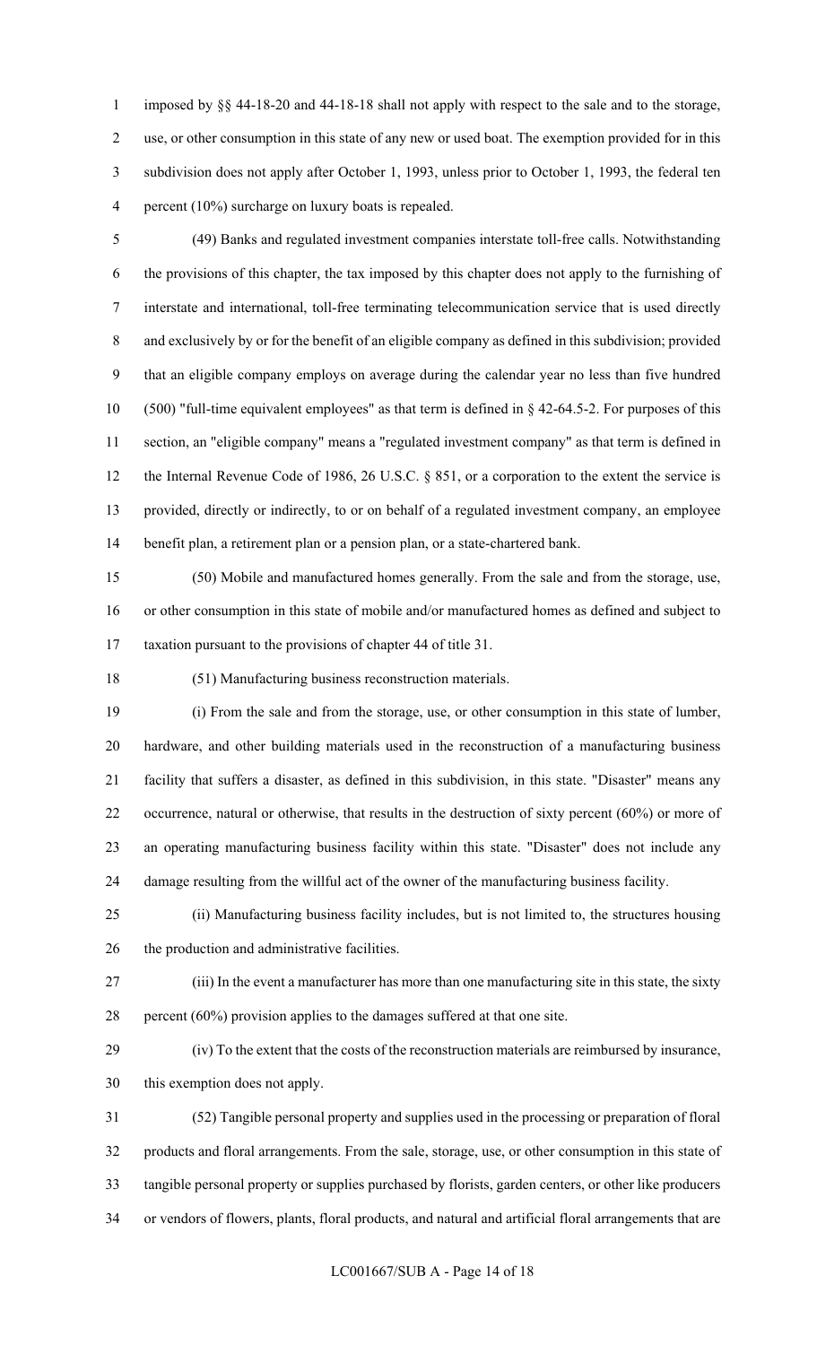imposed by §§ 44-18-20 and 44-18-18 shall not apply with respect to the sale and to the storage, use, or other consumption in this state of any new or used boat. The exemption provided for in this subdivision does not apply after October 1, 1993, unless prior to October 1, 1993, the federal ten percent (10%) surcharge on luxury boats is repealed.

(49) Banks and regulated investment companies interstate toll-free calls. Notwithstanding the provisions of this chapter, the tax imposed by this chapter does not apply to the furnishing of interstate and international, toll-free terminating telecommunication service that is used directly and exclusively by or for the benefit of an eligible company as defined in this subdivision; provided that an eligible company employs on average during the calendar year no less than five hundred (500) "full-time equivalent employees" as that term is defined in § 42-64.5-2. For purposes of this section, an "eligible company" means a "regulated investment company" as that term is defined in the Internal Revenue Code of 1986, 26 U.S.C. § 851, or a corporation to the extent the service is provided, directly or indirectly, to or on behalf of a regulated investment company, an employee benefit plan, a retirement plan or a pension plan, or a state-chartered bank.

(50) Mobile and manufactured homes generally. From the sale and from the storage, use, or other consumption in this state of mobile and/or manufactured homes as defined and subject to taxation pursuant to the provisions of chapter 44 of title 31.

(51) Manufacturing business reconstruction materials.

(i) From the sale and from the storage, use, or other consumption in this state of lumber, hardware, and other building materials used in the reconstruction of a manufacturing business facility that suffers a disaster, as defined in this subdivision, in this state. "Disaster" means any occurrence, natural or otherwise, that results in the destruction of sixty percent (60%) or more of an operating manufacturing business facility within this state. "Disaster" does not include any damage resulting from the willful act of the owner of the manufacturing business facility.

(ii) Manufacturing business facility includes, but is not limited to, the structures housing the production and administrative facilities.

(iii) In the event a manufacturer has more than one manufacturing site in this state, the sixty percent (60%) provision applies to the damages suffered at that one site.

(iv) To the extent that the costs of the reconstruction materials are reimbursed by insurance, this exemption does not apply.

(52) Tangible personal property and supplies used in the processing or preparation of floral products and floral arrangements. From the sale, storage, use, or other consumption in this state of tangible personal property or supplies purchased by florists, garden centers, or other like producers or vendors of flowers, plants, floral products, and natural and artificial floral arrangements that are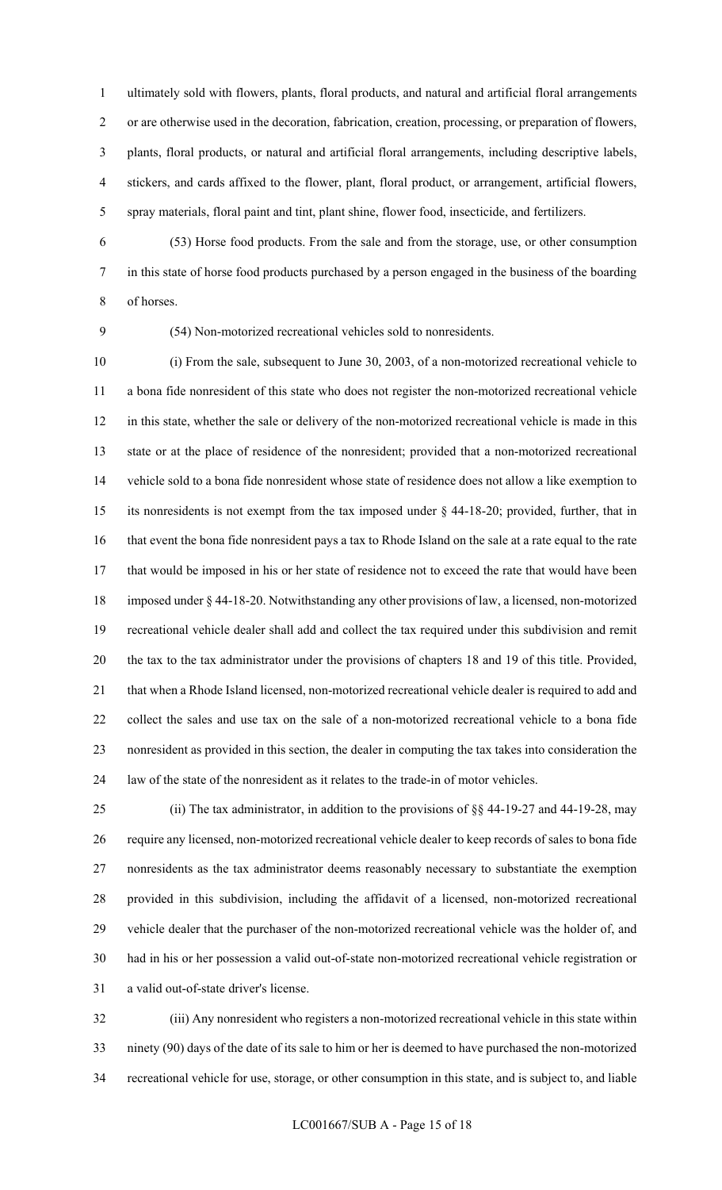ultimately sold with flowers, plants, floral products, and natural and artificial floral arrangements or are otherwise used in the decoration, fabrication, creation, processing, or preparation of flowers, plants, floral products, or natural and artificial floral arrangements, including descriptive labels, stickers, and cards affixed to the flower, plant, floral product, or arrangement, artificial flowers, spray materials, floral paint and tint, plant shine, flower food, insecticide, and fertilizers.

(53) Horse food products. From the sale and from the storage, use, or other consumption in this state of horse food products purchased by a person engaged in the business of the boarding of horses.

(54) Non-motorized recreational vehicles sold to nonresidents.

(i) From the sale, subsequent to June 30, 2003, of a non-motorized recreational vehicle to a bona fide nonresident of this state who does not register the non-motorized recreational vehicle in this state, whether the sale or delivery of the non-motorized recreational vehicle is made in this state or at the place of residence of the nonresident; provided that a non-motorized recreational vehicle sold to a bona fide nonresident whose state of residence does not allow a like exemption to its nonresidents is not exempt from the tax imposed under § 44-18-20; provided, further, that in that event the bona fide nonresident pays a tax to Rhode Island on the sale at a rate equal to the rate that would be imposed in his or her state of residence not to exceed the rate that would have been imposed under § 44-18-20. Notwithstanding any other provisions of law, a licensed, non-motorized recreational vehicle dealer shall add and collect the tax required under this subdivision and remit the tax to the tax administrator under the provisions of chapters 18 and 19 of this title. Provided, that when a Rhode Island licensed, non-motorized recreational vehicle dealer is required to add and collect the sales and use tax on the sale of a non-motorized recreational vehicle to a bona fide nonresident as provided in this section, the dealer in computing the tax takes into consideration the law of the state of the nonresident as it relates to the trade-in of motor vehicles.

(ii) The tax administrator, in addition to the provisions of §§ 44-19-27 and 44-19-28, may require any licensed, non-motorized recreational vehicle dealer to keep records of sales to bona fide nonresidents as the tax administrator deems reasonably necessary to substantiate the exemption provided in this subdivision, including the affidavit of a licensed, non-motorized recreational vehicle dealer that the purchaser of the non-motorized recreational vehicle was the holder of, and had in his or her possession a valid out-of-state non-motorized recreational vehicle registration or a valid out-of-state driver's license.

(iii) Any nonresident who registers a non-motorized recreational vehicle in this state within ninety (90) days of the date of its sale to him or her is deemed to have purchased the non-motorized recreational vehicle for use, storage, or other consumption in this state, and is subject to, and liable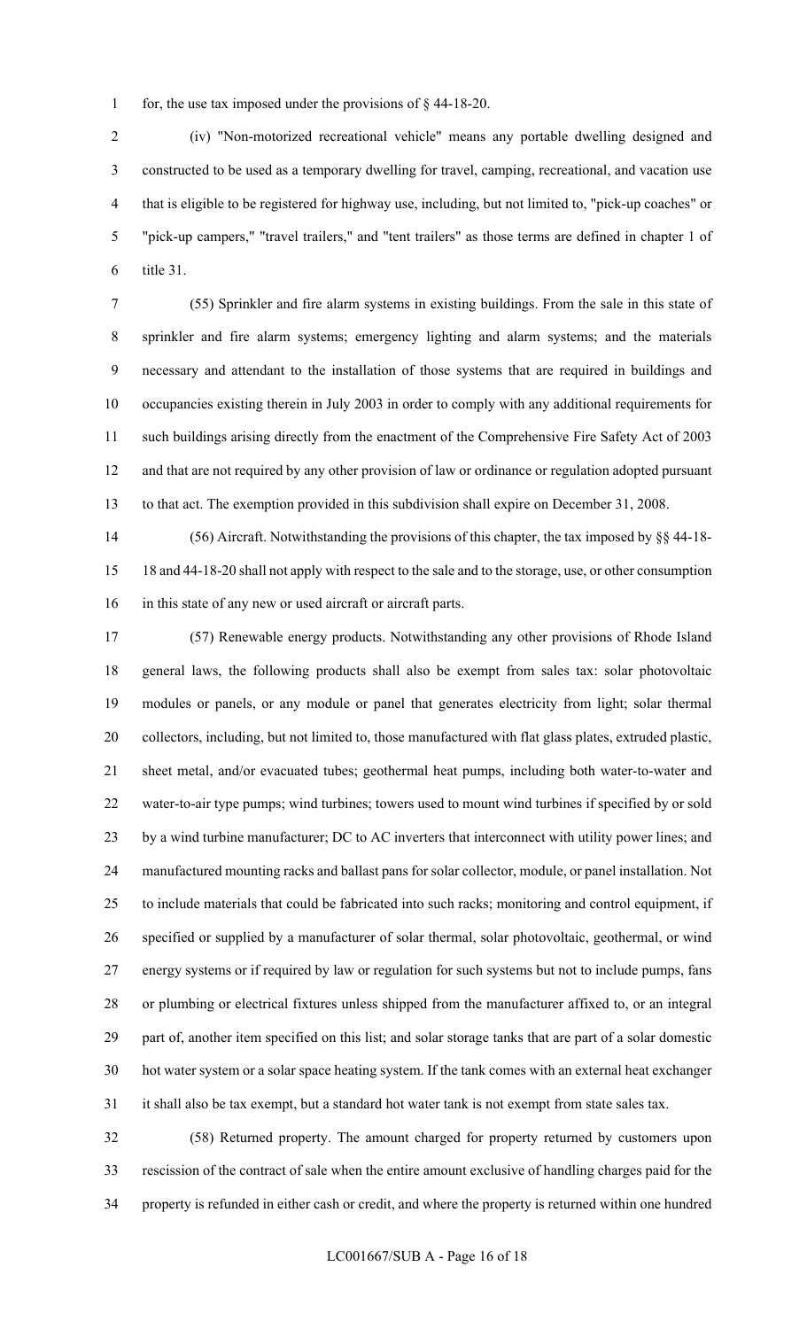for, the use tax imposed under the provisions of § 44-18-20.

(iv) "Non-motorized recreational vehicle" means any portable dwelling designed and constructed to be used as a temporary dwelling for travel, camping, recreational, and vacation use that is eligible to be registered for highway use, including, but not limited to, "pick-up coaches" or "pick-up campers," "travel trailers," and "tent trailers" as those terms are defined in chapter 1 of title 31.

(55) Sprinkler and fire alarm systems in existing buildings. From the sale in this state of sprinkler and fire alarm systems; emergency lighting and alarm systems; and the materials necessary and attendant to the installation of those systems that are required in buildings and occupancies existing therein in July 2003 in order to comply with any additional requirements for such buildings arising directly from the enactment of the Comprehensive Fire Safety Act of 2003 and that are not required by any other provision of law or ordinance or regulation adopted pursuant to that act. The exemption provided in this subdivision shall expire on December 31, 2008.

(56) Aircraft. Notwithstanding the provisions of this chapter, the tax imposed by §§ 44-18-18 and 44-18-20 shall not apply with respect to the sale and to the storage, use, or other consumption in this state of any new or used aircraft or aircraft parts.

(57) Renewable energy products. Notwithstanding any other provisions of Rhode Island general laws, the following products shall also be exempt from sales tax: solar photovoltaic modules or panels, or any module or panel that generates electricity from light; solar thermal collectors, including, but not limited to, those manufactured with flat glass plates, extruded plastic, sheet metal, and/or evacuated tubes; geothermal heat pumps, including both water-to-water and water-to-air type pumps; wind turbines; towers used to mount wind turbines if specified by or sold by a wind turbine manufacturer; DC to AC inverters that interconnect with utility power lines; and manufactured mounting racks and ballast pans for solar collector, module, or panel installation. Not to include materials that could be fabricated into such racks; monitoring and control equipment, if specified or supplied by a manufacturer of solar thermal, solar photovoltaic, geothermal, or wind energy systems or if required by law or regulation for such systems but not to include pumps, fans or plumbing or electrical fixtures unless shipped from the manufacturer affixed to, or an integral part of, another item specified on this list; and solar storage tanks that are part of a solar domestic hot water system or a solar space heating system. If the tank comes with an external heat exchanger it shall also be tax exempt, but a standard hot water tank is not exempt from state sales tax.

(58) Returned property. The amount charged for property returned by customers upon rescission of the contract of sale when the entire amount exclusive of handling charges paid for the property is refunded in either cash or credit, and where the property is returned within one hundred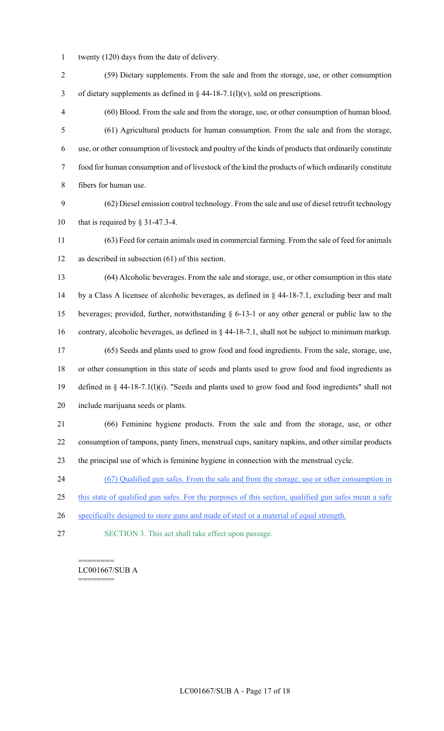twenty (120) days from the date of delivery.

(59) Dietary supplements. From the sale and from the storage, use, or other consumption of dietary supplements as defined in § 44-18-7.1(l)(v), sold on prescriptions.

(60) Blood. From the sale and from the storage, use, or other consumption of human blood.

(61) Agricultural products for human consumption. From the sale and from the storage, use, or other consumption of livestock and poultry of the kinds of products that ordinarily constitute food for human consumption and of livestock of the kind the products of which ordinarily constitute fibers for human use.

(62) Diesel emission control technology. From the sale and use of diesel retrofit technology that is required by § 31-47.3-4.

(63) Feed for certain animals used in commercial farming. From the sale of feed for animals as described in subsection (61) of this section.

(64) Alcoholic beverages. From the sale and storage, use, or other consumption in this state by a Class A licensee of alcoholic beverages, as defined in § 44-18-7.1, excluding beer and malt beverages; provided, further, notwithstanding § 6-13-1 or any other general or public law to the contrary, alcoholic beverages, as defined in § 44-18-7.1, shall not be subject to minimum markup.

(65) Seeds and plants used to grow food and food ingredients. From the sale, storage, use, or other consumption in this state of seeds and plants used to grow food and food ingredients as defined in § 44-18-7.1(l)(i). "Seeds and plants used to grow food and food ingredients" shall not include marijuana seeds or plants.

(66) Feminine hygiene products. From the sale and from the storage, use, or other consumption of tampons, panty liners, menstrual cups, sanitary napkins, and other similar products the principal use of which is feminine hygiene in connection with the menstrual cycle.

(67) Qualified gun safes. From the sale and from the storage, use or other consumption in this state of qualified gun safes. For the purposes of this section, qualified gun safes mean a safe specifically designed to store guns and made of steel or a material of equal strength.

SECTION 3. This act shall take effect upon passage.

========
LC001667/SUB A
========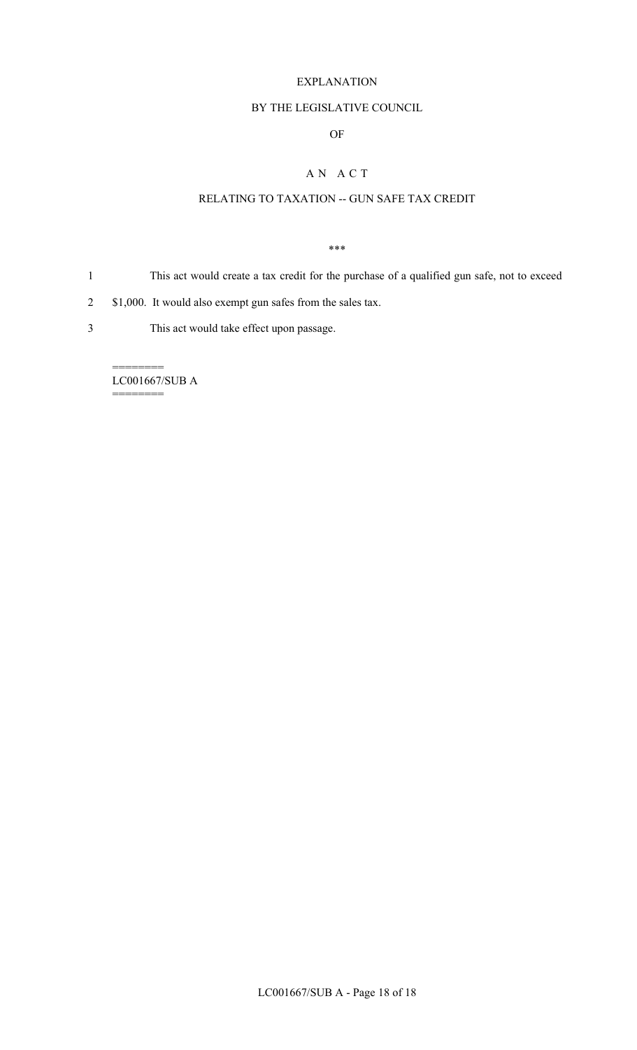EXPLANATION

BY THE LEGISLATIVE COUNCIL

OF

A N A C T

RELATING TO TAXATION -- GUN SAFE TAX CREDIT

\*\*\*

1 This act would create a tax credit for the purchase of a qualified gun safe, not to exceed
2 $1,000. It would also exempt gun safes from the sales tax.
3 This act would take effect upon passage.

========
LC001667/SUB A
========